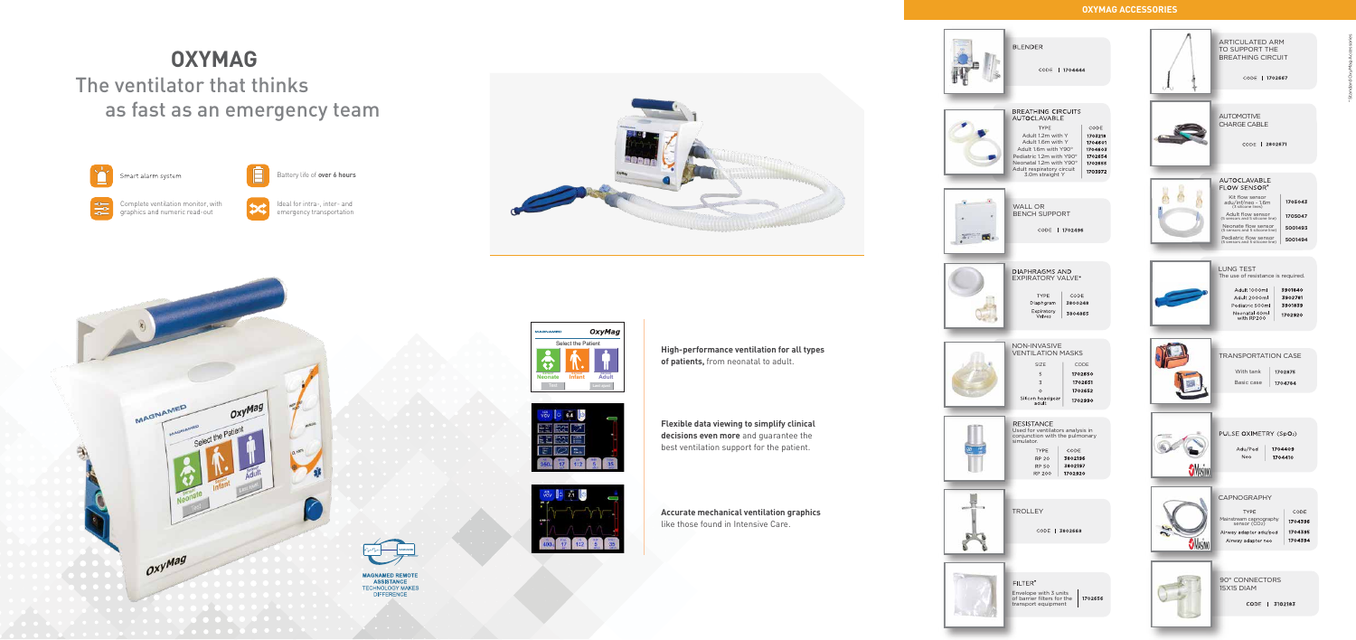# OXYMAG

## The ventilator that thinks as fast as an emergency team

Smart alarm system

Battery life of **over 6 hours**

Complete ventilation monitor, with graphics and numeric read-out

Ideal for intra-, inter- and emergency transportation

**High-performance ventilation for all types of patients,** from neonatal to adult.

**Flexible data viewing to simplify clinical decisions even more** and guarantee the best ventilation support for the patient.

**Accurate mechanical ventilation graphics** like those found in Intensive Care.

MAGNAMED REMOTE ASSISTANCE
TECHNOLOGY MAKES DIFFERENCE

## OXYMAG ACCESSORIES

### BLENDER

CODE | 1704664

### BREATHING CIRCUITS AUTOCLAVABLE

| TYPE | CODE |
| --- | --- |
| Adult 1.2m with Y | 1702218 |
| Adult 1.6m with Y | 1704601 |
| Adult 1.6m with Y90° | 1704602 |
| Pediatric 1.2m with Y90° | 1702654 |
| Neonatal 1.2m with Y90° | 1702655 |
| Adult respiratory circuit 3.0m straight Y | 1703972 |

### WALL OR BENCH SUPPORT

CODE | 1702496

### DIAPHRAGMS AND EXPIRATORY VALVE*

| TYPE | CODE |
| --- | --- |
| Diaphragm | 2800248 |
| Expiratory Valves | 3804865 |

### NON-INVASIVE VENTILATION MASKS

| SIZE | CODE |
| --- | --- |
| 5 | 1702650 |
| 3 | 1702651 |
| 0 | 1702652 |
| Silicon headgear adult | 1702990 |

### RESISTANCE

Used for ventilators analysis in conjunction with the pulmonary simulator.

| TYPE | CODE |
| --- | --- |
| RP 20 | 3802196 |
| RP 50 | 3802197 |
| RP 200 | 1702820 |

### TROLLEY

CODE | 3802668

### FILTER*

| Envelope with 3 units of barrier filters for the transport equipment | 1702656 |
| --- | --- |

### ARTICULATED ARM TO SUPPORT THE BREATHING CIRCUIT

CODE | 1702667

### AUTOMOTIVE CHARGE CABLE

CODE | 2802671

### AUTOCLAVABLE FLOW SENSOR*

| Kit flow sensor adu/inf/neo - 1.6m (3 silicone lines) | 1705043 |
| --- | --- |
| Adult flow sensor (5 sensors and 5 silicone line) | 1705047 |
| Neonate flow sensor (5 sensors and 5 silicone line) | 5001493 |
| Pediatric flow sensor (5 sensors and 5 silicone line) | 5001494 |

### LUNG TEST

The use of resistance is required.

| Adult 1000ml | 3901840 |
| --- | --- |
| Adult 2000ml | 3902781 |
| Pediatric 500ml | 3901839 |
| Neonatal 40ml with RP200 | 1702820 |

### TRANSPORTATION CASE

| With tank | 1702875 |
| --- | --- |
| Basic case | 1704764 |

### PULSE OXIMETRY ($SpO_2$)

| Adu/Ped | 1704409 |
| --- | --- |
| Neo | 1704410 |

### CAPNOGRAPHY

| TYPE | CODE |
| --- | --- |
| Mainstream capnography sensor ($CO_2$) | 1704396 |
| Airway adapter adu/ped | 1704395 |
| Airway adapter neo | 1704394 |

### 90° CONNECTORS 15X15 DIAM

CODE | 3102167

*Standard OxyMag Accessories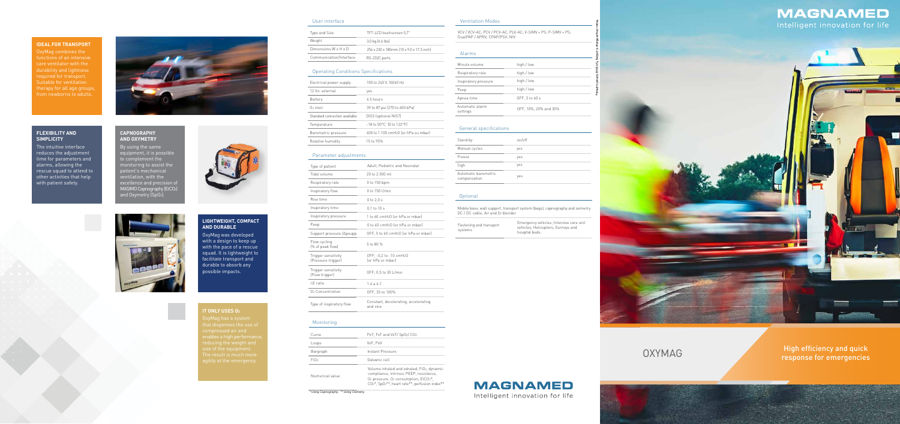# MAGNAMED

Intelligent innovation for life

## OXYMAG

High efficiency and quick response for emergencies

### IDEAL FOR TRANSPORT

OxyMag combines the functions of an intensive care ventilator with the durability and lightness required for transport. Suitable for ventilation therapy for all age groups, from newborns to adults.

### FLEXIBILITY AND SIMPLICITY

The intuitive interface reduces the adjustment time for parameters and alarms, allowing the rescue squad to attend to other activities that help with patient safety.

### CAPNOGRAPHY AND OXYMETRY

By using the same equipment, it is possible to complement the monitoring to assist the patient's mechanical ventilation, with the excellence and precision of MASIMO Capnography ($EtCO_2$) and Oxymetry ($SpO_2$).

### LIGHTWEIGHT, COMPACT AND DURABLE

OxyMag was developed with a design to keep up with the pace of a rescue squad. It is lightweight to facilitate transport and durable to absorb any possible impacts.

### IT ONLY USES $O_2$

OxyMag has a system that dispenses the use of compressed air and enables a high performance, reducing the weight and size of the equipment. The result is much more agility at the emergency.

## User interface

| | |
|---|---|
| Type and Size | TFT-LCD touchscreen 5,7" |
| Weight | 3,0 kg (6.6 lbs) |
| Dimensions W x H x D | 254 x 230 x 185mm (10 x 9.0 x 17.3 inch) |
| Communication/Interface | RS-232C ports |

## Operating Conditions Specifications

| | |
|---|---|
| Electrical power supply | 100 to 240 V, 50/60 Hz |
| 12 Vdc external | yes |
| Battery | 6.5 hours |
| $O_2$ inlet: | 39 to 87 psi (270 to 600 kPa) |
| Standard connection available | DISS (optional NIST) |
| Temperature | -18 to 50°C (0 to 122°F) |
| Barometric pressure | 600 to 1.100 cmH₂O (or hPa ou mbar) |
| Relative humidity | 15 to 95% |

## Parameter adjustments

| | |
|---|---|
| Type of patient | Adult, Pediatric and Neonatal |
| Tidal volume | 20 to 2.500 ml |
| Respiratory rate | 0 to 150 bpm |
| Inspiratory flow | 0 to 150 l/min |
| Rise time | 0 to 2,0 s |
| Inspiratory time | 0,1 to 10 s |
| Inspiratory pressure | 1 to 60 cmH₂O (or hPa or mbar) |
| Peep | 0 to 40 cmH₂O (or hPa or mbar) |
| Support pressure (Δpsupp | OFF, 5 to 60 cmH₂O (or hPa or mbar) |
| Flow cycling (% of peak flow) | 5 to 80 % |
| Trigger sensitivity (Pressure trigger) | OFF; -0,2 to -10 cmH₂O (or hPa or mbar) |
| Trigger sensitivity (Flow trigger) | OFF; 0,5 to 30 L/min |
| I:E ratio | 1:4 a 4:1 |
| $O_2$ Concentration | OFF; 35 to 100% |
| Type of inspiratory flow | Constant, decelerating, accelerating and sine |

## Monitoring

| | |
|---|---|
| Curve | PxT, FxT and VxT/ $SpO_2$/ $CO_2$ |
| Loops | VxF, PxV |
| Bargraph | Instant Pressure |
| $FiO_2$ | Galvanic cell |
| Numerical value | Volume inhaled and exhaled, $FiO_2$, dynamic compliance, intrinsic PEEP, resistance, $O_2$ pressure, $O_2$ consumption, $EtCO_2$*, $CO_2$*, $SpO_2$**, heart rate**, perfusion index** |

*Using Capnography. **Using Oximetry.

## Ventilation Modes

VCV / VCV-AC; PCV / PCV-AC; PLV-AC; V-SIMV + PS; P-SIMV + PS; DualPAP / APRV; CPAP/PSV; NIV

## Alarms

| | |
|---|---|
| Minute volume | high / low |
| Respiratory rate | high / low |
| Inspiratory pressure | high / low |
| Peep | high / low |
| Apnea time | OFF, 5 to 60 s |
| Automatic alarm settings | OFF; 10%, 20% and 30% |

## General specifications

| | |
|---|---|
| Stand by | on/off |
| Manual cycles | yes |
| Freeze | yes |
| Sigh | yes |
| Automatic barometric compensation | yes |

## Optional

Mobile base, wall support, transport system (bags), capnography and oximetry. DC / DC cable, Air and $O_2$ blender

| | |
|---|---|
| Fastening and transport systems | Emergency vehicles; Intensive care unit vehicles; Helicopters; Gurneys and hospital beds. |

# MAGNAMED

Intelligent innovation for life